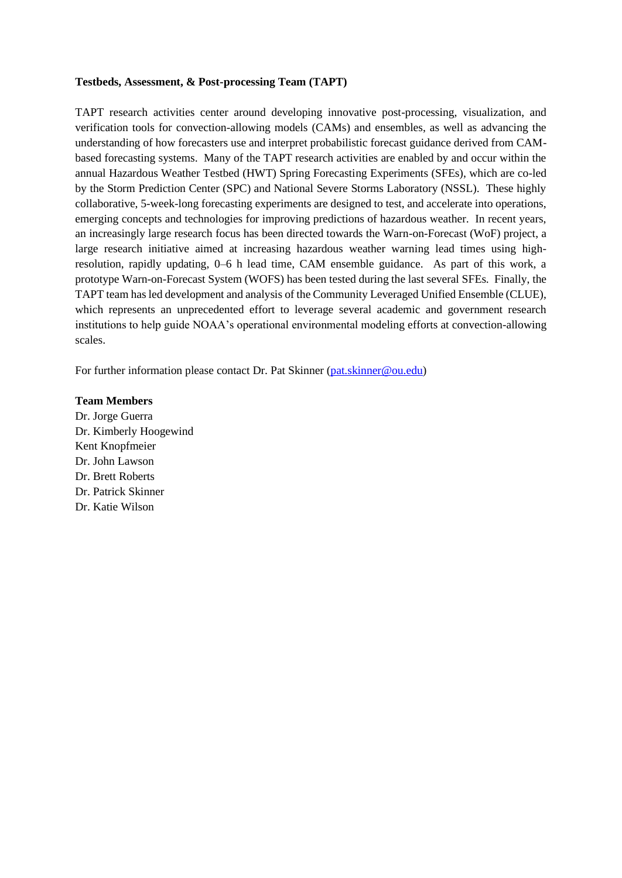**Testbeds, Assessment, & Post-processing Team (TAPT)**

TAPT research activities center around developing innovative post-processing, visualization, and verification tools for convection-allowing models (CAMs) and ensembles, as well as advancing the understanding of how forecasters use and interpret probabilistic forecast guidance derived from CAM-based forecasting systems. Many of the TAPT research activities are enabled by and occur within the annual Hazardous Weather Testbed (HWT) Spring Forecasting Experiments (SFEs), which are co-led by the Storm Prediction Center (SPC) and National Severe Storms Laboratory (NSSL). These highly collaborative, 5-week-long forecasting experiments are designed to test, and accelerate into operations, emerging concepts and technologies for improving predictions of hazardous weather. In recent years, an increasingly large research focus has been directed towards the Warn-on-Forecast (WoF) project, a large research initiative aimed at increasing hazardous weather warning lead times using high-resolution, rapidly updating, 0–6 h lead time, CAM ensemble guidance. As part of this work, a prototype Warn-on-Forecast System (WOFS) has been tested during the last several SFEs. Finally, the TAPT team has led development and analysis of the Community Leveraged Unified Ensemble (CLUE), which represents an unprecedented effort to leverage several academic and government research institutions to help guide NOAA's operational environmental modeling efforts at convection-allowing scales.

For further information please contact Dr. Pat Skinner ([pat.skinner@ou.edu](mailto:pat.skinner@ou.edu))

**Team Members**

Dr. Jorge Guerra
Dr. Kimberly Hoogewind
Kent Knopfmeier
Dr. John Lawson
Dr. Brett Roberts
Dr. Patrick Skinner
Dr. Katie Wilson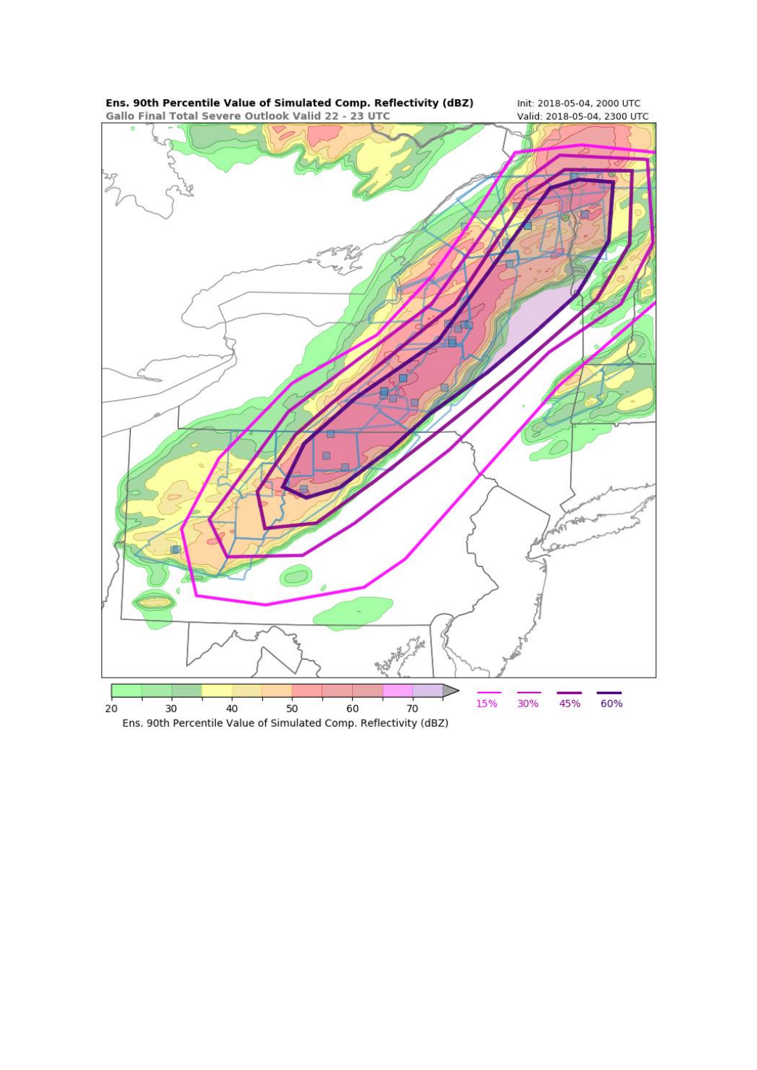Ens. 90th Percentile Value of Simulated Comp. Reflectivity (dBZ)

Gallo Final Total Severe Outlook Valid 22 - 23 UTC

Init: 2018-05-04, 2000 UTC

Valid: 2018-05-04, 2300 UTC

20 30 40 50 60 70

Ens. 90th Percentile Value of Simulated Comp. Reflectivity (dBZ)

15% 30% 45% 60%